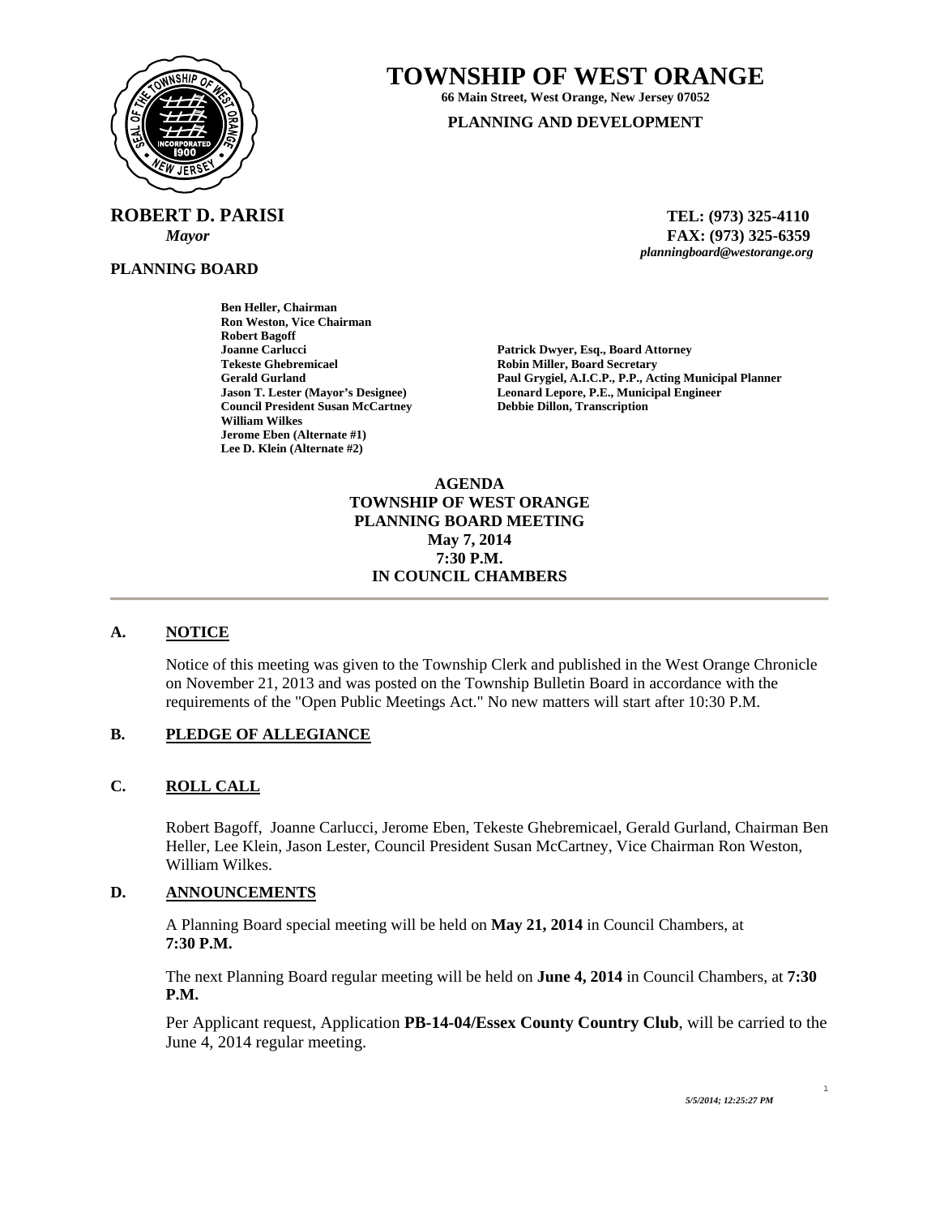# TOWNSHIP OF WEST ORANGE

**66 Main Street, West Orange, New Jersey 07052**

**PLANNING AND DEVELOPMENT**

**ROBERT D. PARISI**
*Mayor*

**TEL: (973) 325-4110**
**FAX: (973) 325-6359**
*planningboard@westorange.org*

**PLANNING BOARD**

**Ben Heller, Chairman**
**Ron Weston, Vice Chairman**
**Robert Bagoff**
**Joanne Carlucci**
**Tekeste Ghebremicael**
**Gerald Gurland**
**Jason T. Lester (Mayor's Designee)**
**Council President Susan McCartney**
**William Wilkes**
**Jerome Eben (Alternate #1)**
**Lee D. Klein (Alternate #2)**

**Patrick Dwyer, Esq., Board Attorney**
**Robin Miller, Board Secretary**
**Paul Grygiel, A.I.C.P., P.P., Acting Municipal Planner**
**Leonard Lepore, P.E., Municipal Engineer**
**Debbie Dillon, Transcription**

**AGENDA**
**TOWNSHIP OF WEST ORANGE**
**PLANNING BOARD MEETING**
**May 7, 2014**
**7:30 P.M.**
**IN COUNCIL CHAMBERS**

---

## A. NOTICE

Notice of this meeting was given to the Township Clerk and published in the West Orange Chronicle on November 21, 2013 and was posted on the Township Bulletin Board in accordance with the requirements of the "Open Public Meetings Act." No new matters will start after 10:30 P.M.

## B. PLEDGE OF ALLEGIANCE

## C. ROLL CALL

Robert Bagoff, Joanne Carlucci, Jerome Eben, Tekeste Ghebremicael, Gerald Gurland, Chairman Ben Heller, Lee Klein, Jason Lester, Council President Susan McCartney, Vice Chairman Ron Weston, William Wilkes.

## D. ANNOUNCEMENTS

A Planning Board special meeting will be held on **May 21, 2014** in Council Chambers, at **7:30 P.M.**

The next Planning Board regular meeting will be held on **June 4, 2014** in Council Chambers, at **7:30 P.M.**

Per Applicant request, Application **PB-14-04/Essex County Country Club**, will be carried to the June 4, 2014 regular meeting.

*5/5/2014; 12:25:27 PM*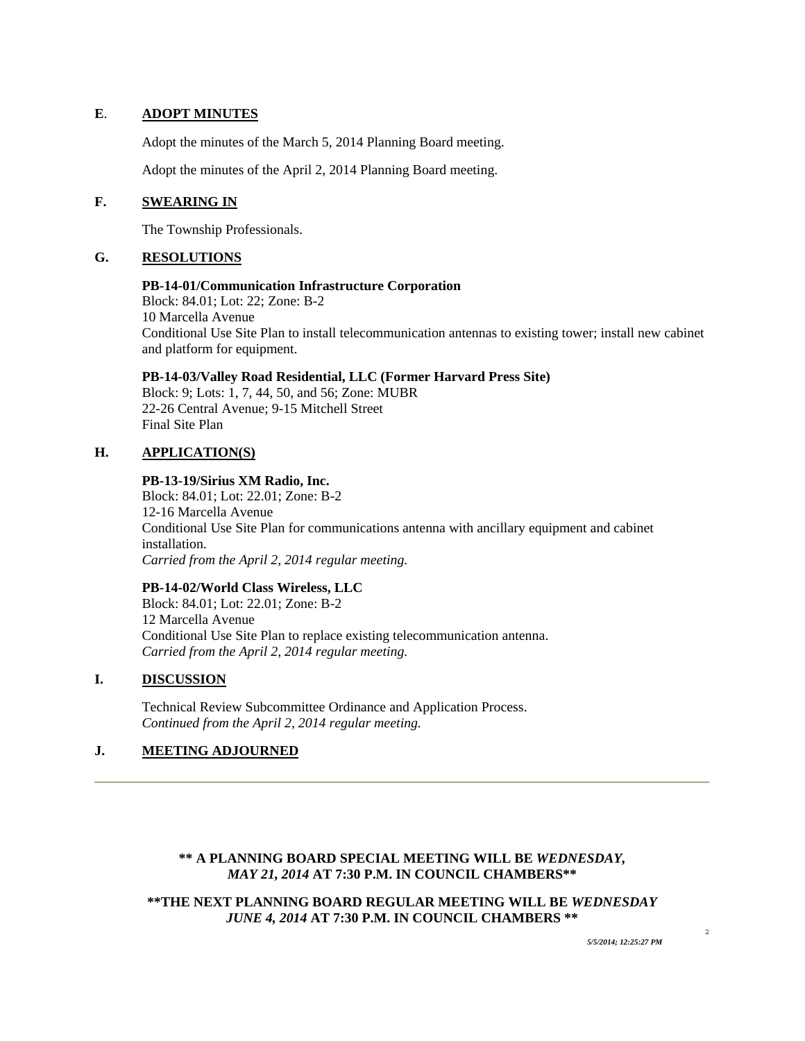## E. ADOPT MINUTES

Adopt the minutes of the March 5, 2014 Planning Board meeting.

Adopt the minutes of the April 2, 2014 Planning Board meeting.

## F. SWEARING IN

The Township Professionals.

## G. RESOLUTIONS

**PB-14-01/Communication Infrastructure Corporation**
Block: 84.01; Lot: 22; Zone: B-2
10 Marcella Avenue
Conditional Use Site Plan to install telecommunication antennas to existing tower; install new cabinet and platform for equipment.

**PB-14-03/Valley Road Residential, LLC (Former Harvard Press Site)**
Block: 9; Lots: 1, 7, 44, 50, and 56; Zone: MUBR
22-26 Central Avenue; 9-15 Mitchell Street
Final Site Plan

## H. APPLICATION(S)

**PB-13-19/Sirius XM Radio, Inc.**
Block: 84.01; Lot: 22.01; Zone: B-2
12-16 Marcella Avenue
Conditional Use Site Plan for communications antenna with ancillary equipment and cabinet installation.
*Carried from the April 2, 2014 regular meeting.*

**PB-14-02/World Class Wireless, LLC**
Block: 84.01; Lot: 22.01; Zone: B-2
12 Marcella Avenue
Conditional Use Site Plan to replace existing telecommunication antenna.
*Carried from the April 2, 2014 regular meeting.*

## I. DISCUSSION

Technical Review Subcommittee Ordinance and Application Process.
*Continued from the April 2, 2014 regular meeting.*

## J. MEETING ADJOURNED

---

**\*\* A PLANNING BOARD SPECIAL MEETING WILL BE *WEDNESDAY, MAY 21, 2014* AT 7:30 P.M. IN COUNCIL CHAMBERS\*\***

**\*\*THE NEXT PLANNING BOARD REGULAR MEETING WILL BE *WEDNESDAY JUNE 4, 2014* AT 7:30 P.M. IN COUNCIL CHAMBERS \*\***

*5/5/2014; 12:25:27 PM*